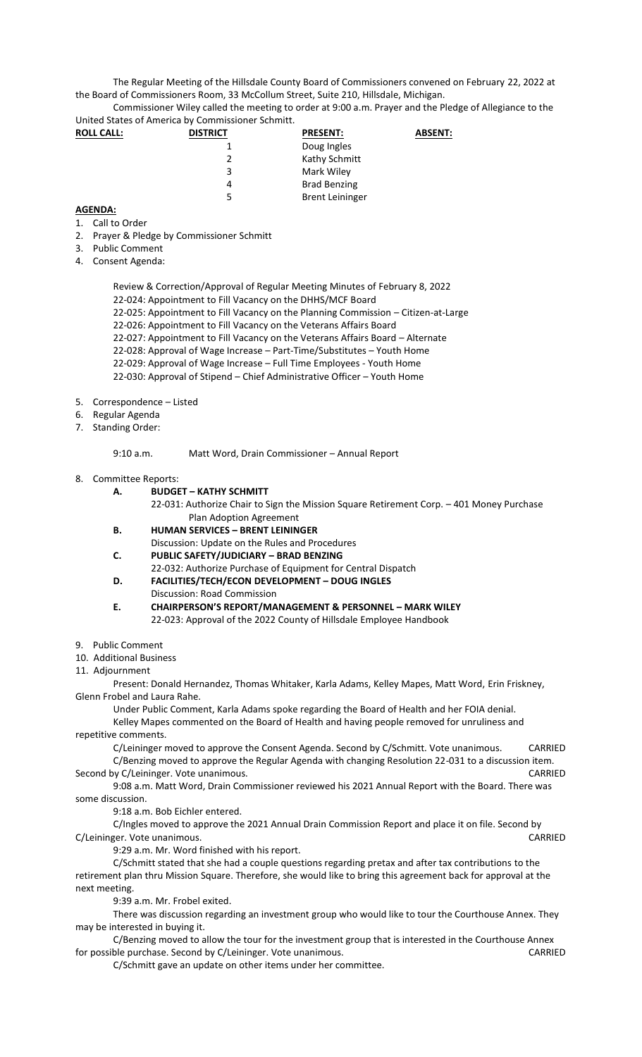The Regular Meeting of the Hillsdale County Board of Commissioners convened on February 22, 2022 at the Board of Commissioners Room, 33 McCollum Street, Suite 210, Hillsdale, Michigan.

Commissioner Wiley called the meeting to order at 9:00 a.m. Prayer and the Pledge of Allegiance to the United States of America by Commissioner Schmitt.

| **ROLL CALL:** | **DISTRICT** | **PRESENT:** | **ABSENT:** |
|---|---|---|---|
| | 1 | Doug Ingles | |
| | 2 | Kathy Schmitt | |
| | 3 | Mark Wiley | |
| | 4 | Brad Benzing | |
| | 5 | Brent Leininger | |

**AGENDA:**

1. Call to Order
2. Prayer & Pledge by Commissioner Schmitt
3. Public Comment
4. Consent Agenda:

   Review & Correction/Approval of Regular Meeting Minutes of February 8, 2022
   22-024: Appointment to Fill Vacancy on the DHHS/MCF Board
   22-025: Appointment to Fill Vacancy on the Planning Commission – Citizen-at-Large
   22-026: Appointment to Fill Vacancy on the Veterans Affairs Board
   22-027: Appointment to Fill Vacancy on the Veterans Affairs Board – Alternate
   22-028: Approval of Wage Increase – Part-Time/Substitutes – Youth Home
   22-029: Approval of Wage Increase – Full Time Employees - Youth Home
   22-030: Approval of Stipend – Chief Administrative Officer – Youth Home

5. Correspondence – Listed
6. Regular Agenda
7. Standing Order:

   9:10 a.m. Matt Word, Drain Commissioner – Annual Report

8. Committee Reports:
   - **A. BUDGET – KATHY SCHMITT**
     22-031: Authorize Chair to Sign the Mission Square Retirement Corp. – 401 Money Purchase Plan Adoption Agreement
   - **B. HUMAN SERVICES – BRENT LEININGER**
     Discussion: Update on the Rules and Procedures
   - **C. PUBLIC SAFETY/JUDICIARY – BRAD BENZING**
     22-032: Authorize Purchase of Equipment for Central Dispatch
   - **D. FACILITIES/TECH/ECON DEVELOPMENT – DOUG INGLES**
     Discussion: Road Commission
   - **E. CHAIRPERSON'S REPORT/MANAGEMENT & PERSONNEL – MARK WILEY**
     22-023: Approval of the 2022 County of Hillsdale Employee Handbook

9. Public Comment
10. Additional Business
11. Adjournment

Present: Donald Hernandez, Thomas Whitaker, Karla Adams, Kelley Mapes, Matt Word, Erin Friskney, Glenn Frobel and Laura Rahe.

Under Public Comment, Karla Adams spoke regarding the Board of Health and her FOIA denial.

Kelley Mapes commented on the Board of Health and having people removed for unruliness and repetitive comments.

C/Leininger moved to approve the Consent Agenda. Second by C/Schmitt. Vote unanimous. CARRIED

C/Benzing moved to approve the Regular Agenda with changing Resolution 22-031 to a discussion item. Second by C/Leininger. Vote unanimous. CARRIED

9:08 a.m. Matt Word, Drain Commissioner reviewed his 2021 Annual Report with the Board. There was some discussion.

9:18 a.m. Bob Eichler entered.

C/Ingles moved to approve the 2021 Annual Drain Commission Report and place it on file. Second by C/Leininger. Vote unanimous. CARRIED

9:29 a.m. Mr. Word finished with his report.

C/Schmitt stated that she had a couple questions regarding pretax and after tax contributions to the retirement plan thru Mission Square. Therefore, she would like to bring this agreement back for approval at the next meeting.

9:39 a.m. Mr. Frobel exited.

There was discussion regarding an investment group who would like to tour the Courthouse Annex. They may be interested in buying it.

C/Benzing moved to allow the tour for the investment group that is interested in the Courthouse Annex for possible purchase. Second by C/Leininger. Vote unanimous. CARRIED

C/Schmitt gave an update on other items under her committee.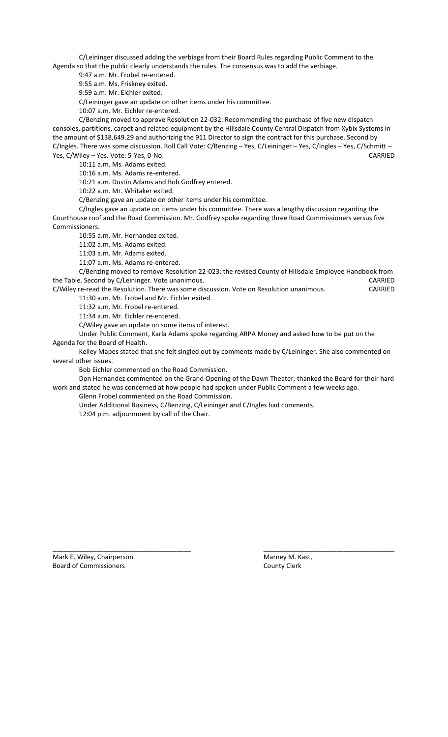C/Leininger discussed adding the verbiage from their Board Rules regarding Public Comment to the Agenda so that the public clearly understands the rules. The consensus was to add the verbiage.

9:47 a.m. Mr. Frobel re-entered.

9:55 a.m. Ms. Friskney exited.

9:59 a.m. Mr. Eichler exited.

C/Leininger gave an update on other items under his committee.

10:07 a.m. Mr. Eichler re-entered.

C/Benzing moved to approve Resolution 22-032: Recommending the purchase of five new dispatch consoles, partitions, carpet and related equipment by the Hillsdale County Central Dispatch from Xybix Systems in the amount of $138,649.29 and authorizing the 911 Director to sign the contract for this purchase. Second by C/Ingles. There was some discussion. Roll Call Vote: C/Benzing – Yes, C/Leininger – Yes, C/Ingles – Yes, C/Schmitt – Yes, C/Wiley – Yes. Vote: 5-Yes, 0-No. CARRIED

10:11 a.m. Ms. Adams exited.

10:16 a.m. Ms. Adams re-entered.

10:21 a.m. Dustin Adams and Bob Godfrey entered.

10:22 a.m. Mr. Whitaker exited.

C/Benzing gave an update on other items under his committee.

C/Ingles gave an update on items under his committee. There was a lengthy discussion regarding the Courthouse roof and the Road Commission. Mr. Godfrey spoke regarding three Road Commissioners versus five Commissioners.

10:55 a.m. Mr. Hernandez exited.

11:02 a.m. Ms. Adams exited.

11:03 a.m. Mr. Adams exited.

11:07 a.m. Ms. Adams re-entered.

C/Benzing moved to remove Resolution 22-023: the revised County of Hillsdale Employee Handbook from the Table. Second by C/Leininger. Vote unanimous. CARRIED

C/Wiley re-read the Resolution. There was some discussion. Vote on Resolution unanimous. CARRIED

11:30 a.m. Mr. Frobel and Mr. Eichler exited.

11:32 a.m. Mr. Frobel re-entered.

11:34 a.m. Mr. Eichler re-entered.

C/Wiley gave an update on some items of interest.

Under Public Comment, Karla Adams spoke regarding ARPA Money and asked how to be put on the Agenda for the Board of Health.

Kelley Mapes stated that she felt singled out by comments made by C/Leininger. She also commented on several other issues.

Bob Eichler commented on the Road Commission.

Don Hernandez commented on the Grand Opening of the Dawn Theater, thanked the Board for their hard work and stated he was concerned at how people had spoken under Public Comment a few weeks ago.

Glenn Frobel commented on the Road Commission.

Under Additional Business, C/Benzing, C/Leininger and C/Ingles had comments.

12:04 p.m. adjournment by call of the Chair.

\_\_\_\_\_\_\_\_\_\_\_\_\_\_\_\_\_\_\_\_\_\_\_\_\_\_\_\_\_\_\_\_\_\_\_\_\_\_
Mark E. Wiley, Chairperson
Board of Commissioners

\_\_\_\_\_\_\_\_\_\_\_\_\_\_\_\_\_\_\_\_\_\_\_\_\_\_\_\_\_\_\_\_\_\_\_\_\_\_
Marney M. Kast,
County Clerk